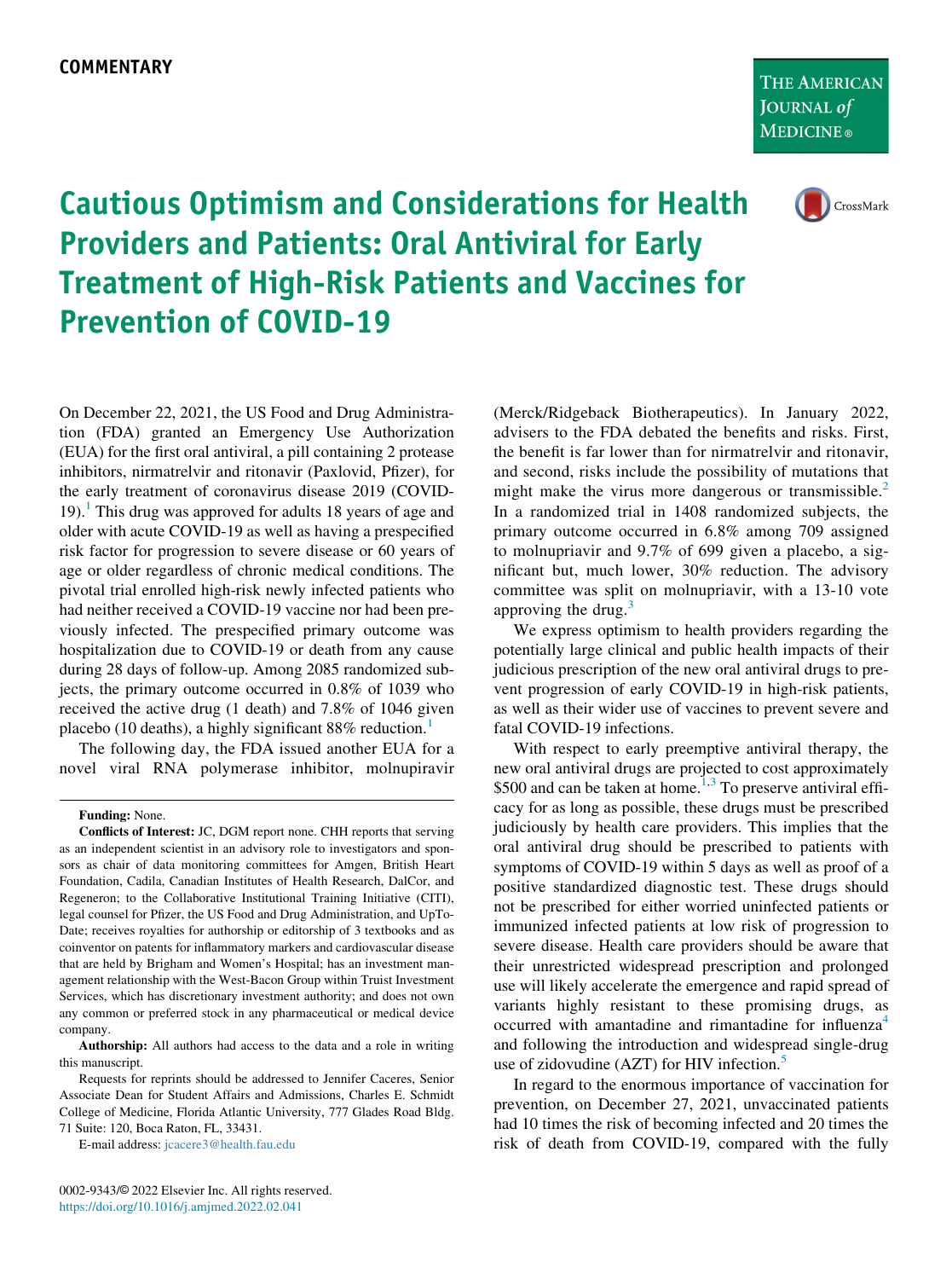COMMENTARY

# Cautious Optimism and Considerations for Health Providers and Patients: Oral Antiviral for Early Treatment of High-Risk Patients and Vaccines for Prevention of COVID-19

On December 22, 2021, the US Food and Drug Administration (FDA) granted an Emergency Use Authorization (EUA) for the first oral antiviral, a pill containing 2 protease inhibitors, nirmatrelvir and ritonavir (Paxlovid, Pfizer), for the early treatment of coronavirus disease 2019 (COVID-19).[1] This drug was approved for adults 18 years of age and older with acute COVID-19 as well as having a prespecified risk factor for progression to severe disease or 60 years of age or older regardless of chronic medical conditions. The pivotal trial enrolled high-risk newly infected patients who had neither received a COVID-19 vaccine nor had been previously infected. The prespecified primary outcome was hospitalization due to COVID-19 or death from any cause during 28 days of follow-up. Among 2085 randomized subjects, the primary outcome occurred in 0.8% of 1039 who received the active drug (1 death) and 7.8% of 1046 given placebo (10 deaths), a highly significant 88% reduction.[1]

The following day, the FDA issued another EUA for a novel viral RNA polymerase inhibitor, molnupiravir (Merck/Ridgeback Biotherapeutics). In January 2022, advisers to the FDA debated the benefits and risks. First, the benefit is far lower than for nirmatrelvir and ritonavir, and second, risks include the possibility of mutations that might make the virus more dangerous or transmissible.[2] In a randomized trial in 1408 randomized subjects, the primary outcome occurred in 6.8% among 709 assigned to molnupriavir and 9.7% of 699 given a placebo, a significant but, much lower, 30% reduction. The advisory committee was split on molnupriavir, with a 13-10 vote approving the drug.[3]

We express optimism to health providers regarding the potentially large clinical and public health impacts of their judicious prescription of the new oral antiviral drugs to prevent progression of early COVID-19 in high-risk patients, as well as their wider use of vaccines to prevent severe and fatal COVID-19 infections.

With respect to early preemptive antiviral therapy, the new oral antiviral drugs are projected to cost approximately $500 and can be taken at home.[1,3] To preserve antiviral efficacy for as long as possible, these drugs must be prescribed judiciously by health care providers. This implies that the oral antiviral drug should be prescribed to patients with symptoms of COVID-19 within 5 days as well as proof of a positive standardized diagnostic test. These drugs should not be prescribed for either worried uninfected patients or immunized infected patients at low risk of progression to severe disease. Health care providers should be aware that their unrestricted widespread prescription and prolonged use will likely accelerate the emergence and rapid spread of variants highly resistant to these promising drugs, as occurred with amantadine and rimantadine for influenza[4] and following the introduction and widespread single-drug use of zidovudine (AZT) for HIV infection.[5]

In regard to the enormous importance of vaccination for prevention, on December 27, 2021, unvaccinated patients had 10 times the risk of becoming infected and 20 times the risk of death from COVID-19, compared with the fully

---

**Funding:** None.

**Conflicts of Interest:** JC, DGM report none. CHH reports that serving as an independent scientist in an advisory role to investigators and sponsors as chair of data monitoring committees for Amgen, British Heart Foundation, Cadila, Canadian Institutes of Health Research, DalCor, and Regeneron; to the Collaborative Institutional Training Initiative (CITI), legal counsel for Pfizer, the US Food and Drug Administration, and UpToDate; receives royalties for authorship or editorship of 3 textbooks and as coinventor on patents for inflammatory markers and cardiovascular disease that are held by Brigham and Women's Hospital; has an investment management relationship with the West-Bacon Group within Truist Investment Services, which has discretionary investment authority; and does not own any common or preferred stock in any pharmaceutical or medical device company.

**Authorship:** All authors had access to the data and a role in writing this manuscript.

Requests for reprints should be addressed to Jennifer Caceres, Senior Associate Dean for Student Affairs and Admissions, Charles E. Schmidt College of Medicine, Florida Atlantic University, 777 Glades Road Bldg. 71 Suite: 120, Boca Raton, FL, 33431.

E-mail address: jcacere3@health.fau.edu

0002-9343/© 2022 Elsevier Inc. All rights reserved.
https://doi.org/10.1016/j.amjmed.2022.02.041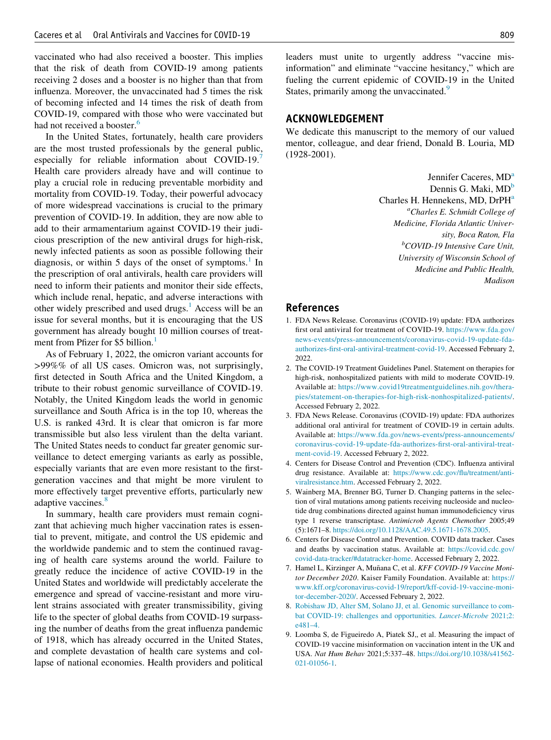vaccinated who had also received a booster. This implies that the risk of death from COVID-19 among patients receiving 2 doses and a booster is no higher than that from influenza. Moreover, the unvaccinated had 5 times the risk of becoming infected and 14 times the risk of death from COVID-19, compared with those who were vaccinated but had not received a booster.[6]

In the United States, fortunately, health care providers are the most trusted professionals by the general public, especially for reliable information about COVID-19.[7] Health care providers already have and will continue to play a crucial role in reducing preventable morbidity and mortality from COVID-19. Today, their powerful advocacy of more widespread vaccinations is crucial to the primary prevention of COVID-19. In addition, they are now able to add to their armamentarium against COVID-19 their judicious prescription of the new antiviral drugs for high-risk, newly infected patients as soon as possible following their diagnosis, or within 5 days of the onset of symptoms.[1] In the prescription of oral antivirals, health care providers will need to inform their patients and monitor their side effects, which include renal, hepatic, and adverse interactions with other widely prescribed and used drugs.[1] Access will be an issue for several months, but it is encouraging that the US government has already bought 10 million courses of treatment from Pfizer for $5 billion.[1]

As of February 1, 2022, the omicron variant accounts for >99%% of all US cases. Omicron was, not surprisingly, first detected in South Africa and the United Kingdom, a tribute to their robust genomic surveillance of COVID-19. Notably, the United Kingdom leads the world in genomic surveillance and South Africa is in the top 10, whereas the U.S. is ranked 43rd. It is clear that omicron is far more transmissible but also less virulent than the delta variant. The United States needs to conduct far greater genomic surveillance to detect emerging variants as early as possible, especially variants that are even more resistant to the first-generation vaccines and that might be more virulent to more effectively target preventive efforts, particularly new adaptive vaccines.[8]

In summary, health care providers must remain cognizant that achieving much higher vaccination rates is essential to prevent, mitigate, and control the US epidemic and the worldwide pandemic and to stem the continued ravaging of health care systems around the world. Failure to greatly reduce the incidence of active COVID-19 in the United States and worldwide will predictably accelerate the emergence and spread of vaccine-resistant and more virulent strains associated with greater transmissibility, giving life to the specter of global deaths from COVID-19 surpassing the number of deaths from the great influenza pandemic of 1918, which has already occurred in the United States, and complete devastation of health care systems and collapse of national economies. Health providers and political leaders must unite to urgently address "vaccine misinformation" and eliminate "vaccine hesitancy," which are fueling the current epidemic of COVID-19 in the United States, primarily among the unvaccinated.[9]

## ACKNOWLEDGEMENT

We dedicate this manuscript to the memory of our valued mentor, colleague, and dear friend, Donald B. Louria, MD (1928-2001).

Jennifer Caceres, MD[a]
Dennis G. Maki, MD[b]
Charles H. Hennekens, MD, DrPH[a]

[a]*Charles E. Schmidt College of Medicine, Florida Atlantic University, Boca Raton, Fla*
[b]*COVID-19 Intensive Care Unit, University of Wisconsin School of Medicine and Public Health, Madison*

## References

1. FDA News Release. Coronavirus (COVID-19) update: FDA authorizes first oral antiviral for treatment of COVID-19. https://www.fda.gov/news-events/press-announcements/coronavirus-covid-19-update-fda-authorizes-first-oral-antiviral-treatment-covid-19. Accessed February 2, 2022.
2. The COVID-19 Treatment Guidelines Panel. Statement on therapies for high-risk, nonhospitalized patients with mild to moderate COVID-19. Available at: https://www.covid19treatmentguidelines.nih.gov/therapies/statement-on-therapies-for-high-risk-nonhospitalized-patients/. Accessed February 2, 2022.
3. FDA News Release. Coronavirus (COVID-19) update: FDA authorizes additional oral antiviral for treatment of COVID-19 in certain adults. Available at: https://www.fda.gov/news-events/press-announcements/coronavirus-covid-19-update-fda-authorizes-first-oral-antiviral-treatment-covid-19. Accessed February 2, 2022.
4. Centers for Disease Control and Prevention (CDC). Influenza antiviral drug resistance. Available at: https://www.cdc.gov/flu/treatment/antiviralresistance.htm. Accessed February 2, 2022.
5. Wainberg MA, Brenner BG, Turner D. Changing patterns in the selection of viral mutations among patients receiving nucleoside and nucleotide drug combinations directed against human immunodeficiency virus type 1 reverse transcriptase. *Antimicrob Agents Chemother* 2005;49(5):1671–8. https://doi.org/10.1128/AAC.49.5.1671-1678.2005.
6. Centers for Disease Control and Prevention. COVID data tracker. Cases and deaths by vaccination status. Available at: https://covid.cdc.gov/covid-data-tracker/#datatracker-home. Accessed February 2, 2022.
7. Hamel L, Kirzinger A, Muñana C, et al. *KFF COVID-19 Vaccine Monitor December 2020*. Kaiser Family Foundation. Available at: https://www.kff.org/coronavirus-covid-19/report/kff-covid-19-vaccine-monitor-december-2020/. Accessed February 2, 2022.
8. Robishaw JD, Alter SM, Solano JJ, et al. Genomic surveillance to combat COVID-19: challenges and opportunities. *Lancet-Microbe* 2021;2:e481–4.
9. Loomba S, de Figueiredo A, Piatek SJ,, et al. Measuring the impact of COVID-19 vaccine misinformation on vaccination intent in the UK and USA. *Nat Hum Behav* 2021;5:337–48. https://doi.org/10.1038/s41562-021-01056-1.